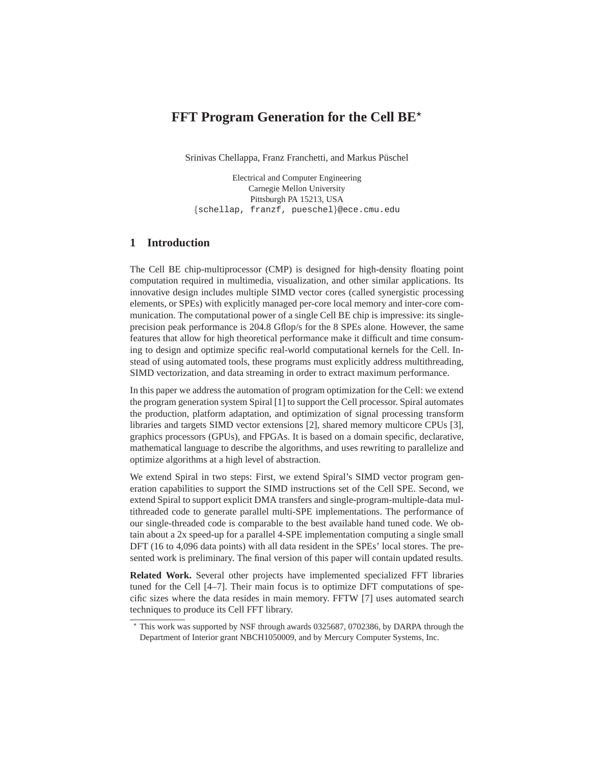# FFT Program Generation for the Cell BE*

Srinivas Chellappa, Franz Franchetti, and Markus Püschel

Electrical and Computer Engineering
Carnegie Mellon University
Pittsburgh PA 15213, USA
{schellap, franzf, pueschel}@ece.cmu.edu

## 1 Introduction

The Cell BE chip-multiprocessor (CMP) is designed for high-density floating point computation required in multimedia, visualization, and other similar applications. Its innovative design includes multiple SIMD vector cores (called synergistic processing elements, or SPEs) with explicitly managed per-core local memory and inter-core communication. The computational power of a single Cell BE chip is impressive: its single-precision peak performance is 204.8 Gflop/s for the 8 SPEs alone. However, the same features that allow for high theoretical performance make it difficult and time consuming to design and optimize specific real-world computational kernels for the Cell. Instead of using automated tools, these programs must explicitly address multithreading, SIMD vectorization, and data streaming in order to extract maximum performance.

In this paper we address the automation of program optimization for the Cell: we extend the program generation system Spiral [1] to support the Cell processor. Spiral automates the production, platform adaptation, and optimization of signal processing transform libraries and targets SIMD vector extensions [2], shared memory multicore CPUs [3], graphics processors (GPUs), and FPGAs. It is based on a domain specific, declarative, mathematical language to describe the algorithms, and uses rewriting to parallelize and optimize algorithms at a high level of abstraction.

We extend Spiral in two steps: First, we extend Spiral's SIMD vector program generation capabilities to support the SIMD instructions set of the Cell SPE. Second, we extend Spiral to support explicit DMA transfers and single-program-multiple-data multithreaded code to generate parallel multi-SPE implementations. The performance of our single-threaded code is comparable to the best available hand tuned code. We obtain about a 2x speed-up for a parallel 4-SPE implementation computing a single small DFT (16 to 4,096 data points) with all data resident in the SPEs' local stores. The presented work is preliminary. The final version of this paper will contain updated results.

**Related Work.** Several other projects have implemented specialized FFT libraries tuned for the Cell [4–7]. Their main focus is to optimize DFT computations of specific sizes where the data resides in main memory. FFTW [7] uses automated search techniques to produce its Cell FFT library.

* This work was supported by NSF through awards 0325687, 0702386, by DARPA through the Department of Interior grant NBCH1050009, and by Mercury Computer Systems, Inc.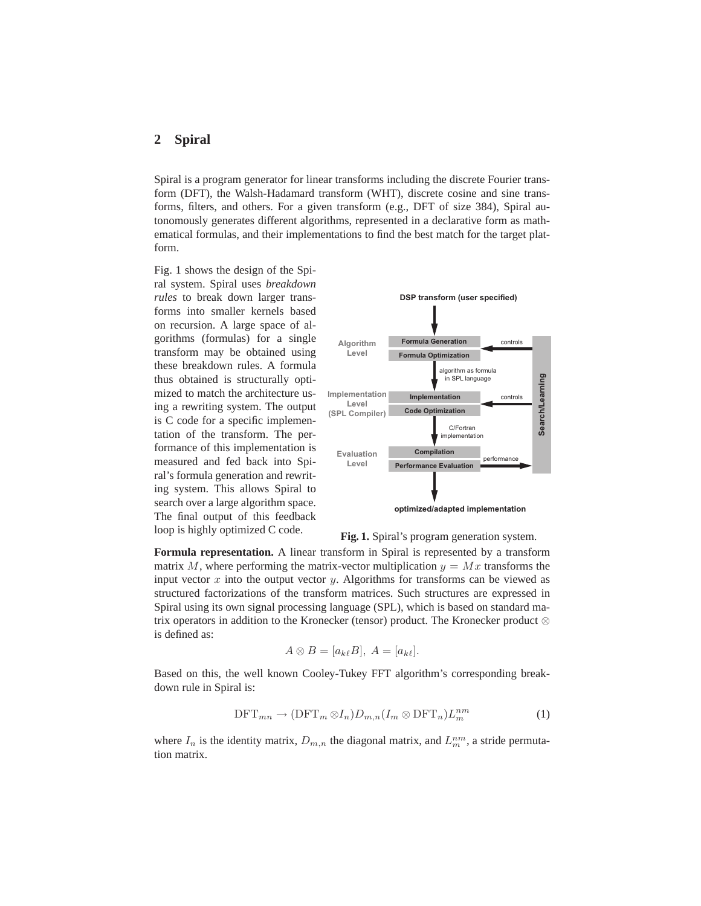## 2 Spiral

Spiral is a program generator for linear transforms including the discrete Fourier transform (DFT), the Walsh-Hadamard transform (WHT), discrete cosine and sine transforms, filters, and others. For a given transform (e.g., DFT of size 384), Spiral autonomously generates different algorithms, represented in a declarative form as mathematical formulas, and their implementations to find the best match for the target platform.

Fig. 1 shows the design of the Spiral system. Spiral uses *breakdown rules* to break down larger transforms into smaller kernels based on recursion. A large space of algorithms (formulas) for a single transform may be obtained using these breakdown rules. A formula thus obtained is structurally optimized to match the architecture using a rewriting system. The output is C code for a specific implementation of the transform. The performance of this implementation is measured and fed back into Spiral's formula generation and rewriting system. This allows Spiral to search over a large algorithm space. The final output of this feedback loop is highly optimized C code.

**Fig. 1.** Spiral's program generation system.

**Formula representation.** A linear transform in Spiral is represented by a transform matrix $M$, where performing the matrix-vector multiplication $y = Mx$ transforms the input vector $x$ into the output vector $y$. Algorithms for transforms can be viewed as structured factorizations of the transform matrices. Such structures are expressed in Spiral using its own signal processing language (SPL), which is based on standard matrix operators in addition to the Kronecker (tensor) product. The Kronecker product $\otimes$ is defined as:

$$A \otimes B = [a_{k\ell}B],\ A = [a_{k\ell}].$$

Based on this, the well known Cooley-Tukey FFT algorithm's corresponding breakdown rule in Spiral is:

$$\mathrm{DFT}_{mn} \rightarrow (\mathrm{DFT}_m \otimes I_n) D_{m,n} (I_m \otimes \mathrm{DFT}_n) L_m^{nm} \tag{1}$$

where $I_n$ is the identity matrix, $D_{m,n}$ the diagonal matrix, and $L_m^{nm}$, a stride permutation matrix.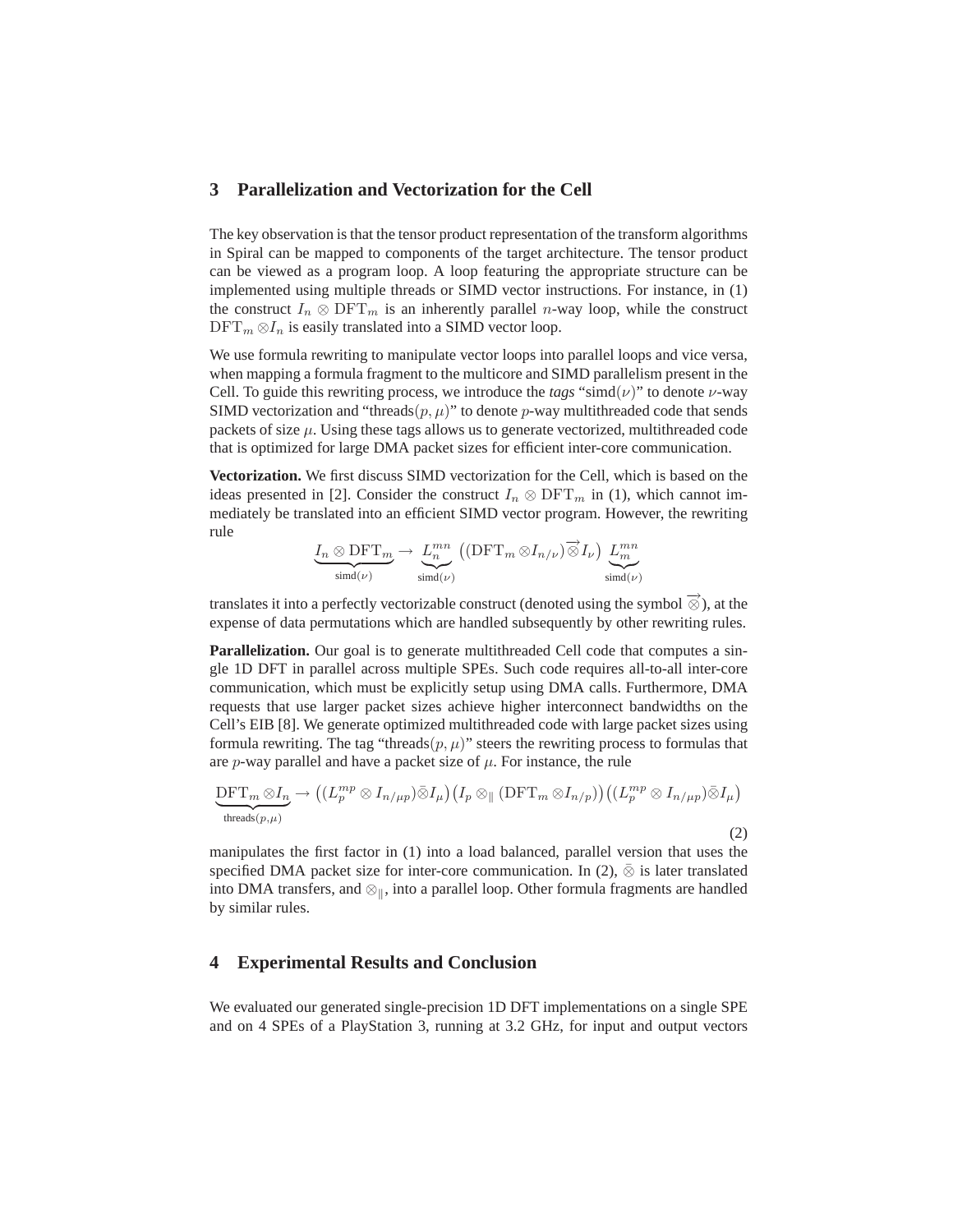## 3 Parallelization and Vectorization for the Cell

The key observation is that the tensor product representation of the transform algorithms in Spiral can be mapped to components of the target architecture. The tensor product can be viewed as a program loop. A loop featuring the appropriate structure can be implemented using multiple threads or SIMD vector instructions. For instance, in (1) the construct $I_n \otimes \mathrm{DFT}_m$ is an inherently parallel $n$-way loop, while the construct $\mathrm{DFT}_m \otimes I_n$ is easily translated into a SIMD vector loop.

We use formula rewriting to manipulate vector loops into parallel loops and vice versa, when mapping a formula fragment to the multicore and SIMD parallelism present in the Cell. To guide this rewriting process, we introduce the *tags* "simd($\nu$)" to denote $\nu$-way SIMD vectorization and "threads($p, \mu$)" to denote $p$-way multithreaded code that sends packets of size $\mu$. Using these tags allows us to generate vectorized, multithreaded code that is optimized for large DMA packet sizes for efficient inter-core communication.

**Vectorization.** We first discuss SIMD vectorization for the Cell, which is based on the ideas presented in [2]. Consider the construct $I_n \otimes \mathrm{DFT}_m$ in (1), which cannot immediately be translated into an efficient SIMD vector program. However, the rewriting rule

$$\underbrace{I_n \otimes \mathrm{DFT}_m}_{\text{simd}(\nu)} \rightarrow \underbrace{L^{mn}_n}_{\text{simd}(\nu)} \left( (\mathrm{DFT}_m \otimes I_{n/\nu}) \vec{\otimes} I_\nu \right) \underbrace{L^{mn}_m}_{\text{simd}(\nu)}$$

translates it into a perfectly vectorizable construct (denoted using the symbol $\vec{\otimes}$), at the expense of data permutations which are handled subsequently by other rewriting rules.

**Parallelization.** Our goal is to generate multithreaded Cell code that computes a single 1D DFT in parallel across multiple SPEs. Such code requires all-to-all inter-core communication, which must be explicitly setup using DMA calls. Furthermore, DMA requests that use larger packet sizes achieve higher interconnect bandwidths on the Cell's EIB [8]. We generate optimized multithreaded code with large packet sizes using formula rewriting. The tag "threads($p, \mu$)" steers the rewriting process to formulas that are $p$-way parallel and have a packet size of $\mu$. For instance, the rule

$$\underbrace{\mathrm{DFT}_m \otimes I_n}_{\text{threads}(p,\mu)} \rightarrow \left( (L^{mp}_p \otimes I_{n/\mu p}) \bar{\otimes} I_\mu \right) \left( I_p \otimes_\parallel (\mathrm{DFT}_m \otimes I_{n/p}) \right) \left( (L^{mp}_p \otimes I_{n/\mu p}) \bar{\otimes} I_\mu \right) \tag{2}$$

manipulates the first factor in (1) into a load balanced, parallel version that uses the specified DMA packet size for inter-core communication. In (2), $\bar{\otimes}$ is later translated into DMA transfers, and $\otimes_\parallel$, into a parallel loop. Other formula fragments are handled by similar rules.

## 4 Experimental Results and Conclusion

We evaluated our generated single-precision 1D DFT implementations on a single SPE and on 4 SPEs of a PlayStation 3, running at 3.2 GHz, for input and output vectors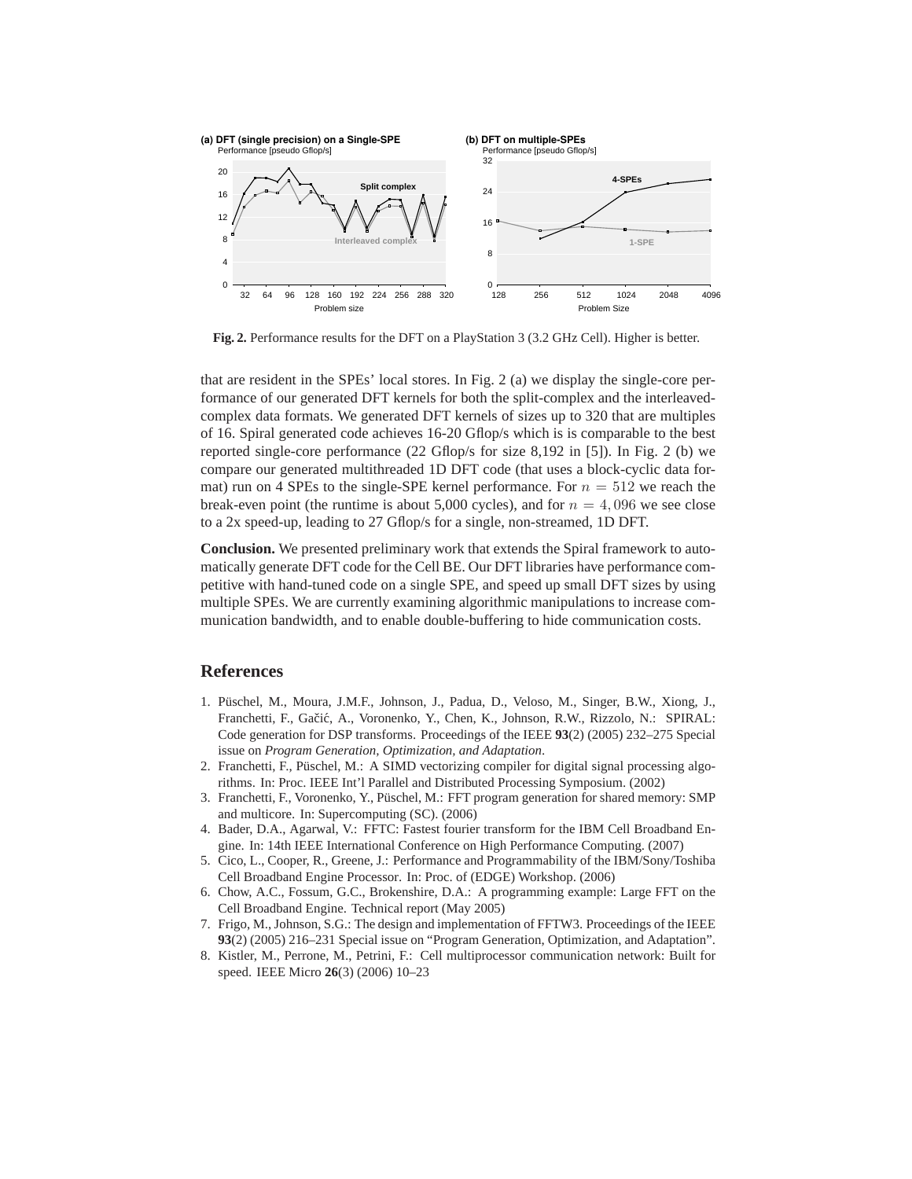**(a) DFT (single precision) on a Single-SPE**
Performance [pseudo Gflop/s]
20
16
12
8
4
0
32 64 96 128 160 192 224 256 288 320
Problem size
Split complex
Interleaved complex

**(b) DFT on multiple-SPEs**
Performance [pseudo Gflop/s]
32
24
16
8
0
128 256 512 1024 2048 4096
Problem Size
4-SPEs
1-SPE

**Fig. 2.** Performance results for the DFT on a PlayStation 3 (3.2 GHz Cell). Higher is better.

that are resident in the SPEs' local stores. In Fig. 2 (a) we display the single-core performance of our generated DFT kernels for both the split-complex and the interleaved-complex data formats. We generated DFT kernels of sizes up to 320 that are multiples of 16. Spiral generated code achieves 16-20 Gflop/s which is is comparable to the best reported single-core performance (22 Gflop/s for size 8,192 in [5]). In Fig. 2 (b) we compare our generated multithreaded 1D DFT code (that uses a block-cyclic data format) run on 4 SPEs to the single-SPE kernel performance. For $n = 512$ we reach the break-even point (the runtime is about 5,000 cycles), and for $n = 4,096$ we see close to a 2x speed-up, leading to 27 Gflop/s for a single, non-streamed, 1D DFT.

**Conclusion.** We presented preliminary work that extends the Spiral framework to automatically generate DFT code for the Cell BE. Our DFT libraries have performance competitive with hand-tuned code on a single SPE, and speed up small DFT sizes by using multiple SPEs. We are currently examining algorithmic manipulations to increase communication bandwidth, and to enable double-buffering to hide communication costs.

## References

1. Püschel, M., Moura, J.M.F., Johnson, J., Padua, D., Veloso, M., Singer, B.W., Xiong, J., Franchetti, F., Gačić, A., Voronenko, Y., Chen, K., Johnson, R.W., Rizzolo, N.: SPIRAL: Code generation for DSP transforms. Proceedings of the IEEE **93**(2) (2005) 232–275 Special issue on *Program Generation, Optimization, and Adaptation*.
2. Franchetti, F., Püschel, M.: A SIMD vectorizing compiler for digital signal processing algorithms. In: Proc. IEEE Int'l Parallel and Distributed Processing Symposium. (2002)
3. Franchetti, F., Voronenko, Y., Püschel, M.: FFT program generation for shared memory: SMP and multicore. In: Supercomputing (SC). (2006)
4. Bader, D.A., Agarwal, V.: FFTC: Fastest fourier transform for the IBM Cell Broadband Engine. In: 14th IEEE International Conference on High Performance Computing. (2007)
5. Cico, L., Cooper, R., Greene, J.: Performance and Programmability of the IBM/Sony/Toshiba Cell Broadband Engine Processor. In: Proc. of (EDGE) Workshop. (2006)
6. Chow, A.C., Fossum, G.C., Brokenshire, D.A.: A programming example: Large FFT on the Cell Broadband Engine. Technical report (May 2005)
7. Frigo, M., Johnson, S.G.: The design and implementation of FFTW3. Proceedings of the IEEE **93**(2) (2005) 216–231 Special issue on "Program Generation, Optimization, and Adaptation".
8. Kistler, M., Perrone, M., Petrini, F.: Cell multiprocessor communication network: Built for speed. IEEE Micro **26**(3) (2006) 10–23